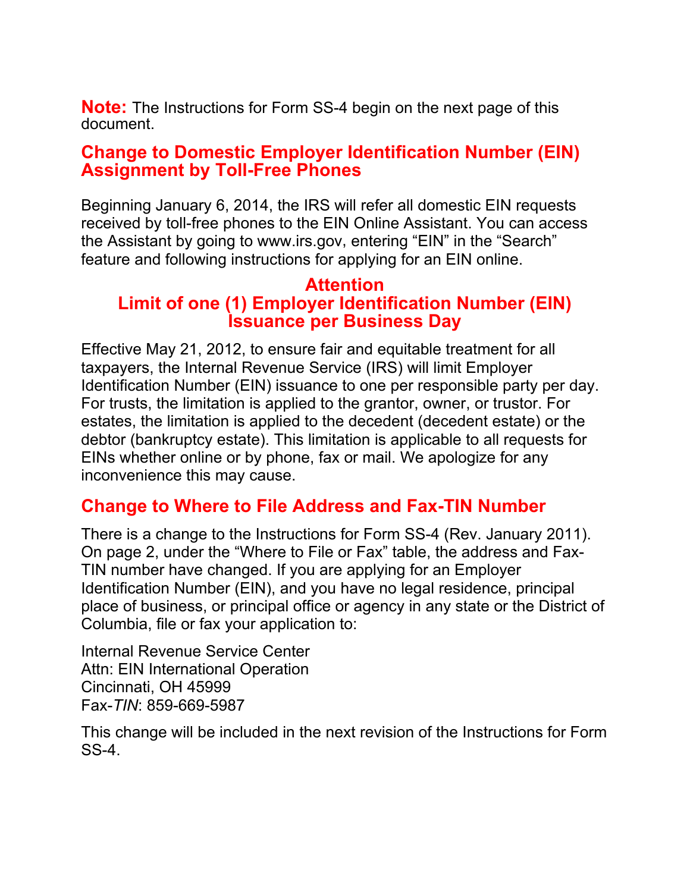**Note:** The Instructions for Form SS-4 begin on the next page of this document.

## Change to Domestic Employer Identification Number (EIN) Assignment by Toll-Free Phones

Beginning January 6, 2014, the IRS will refer all domestic EIN requests received by toll-free phones to the EIN Online Assistant. You can access the Assistant by going to www.irs.gov, entering “EIN” in the “Search” feature and following instructions for applying for an EIN online.

## Attention
## Limit of one (1) Employer Identification Number (EIN) Issuance per Business Day

Effective May 21, 2012, to ensure fair and equitable treatment for all taxpayers, the Internal Revenue Service (IRS) will limit Employer Identification Number (EIN) issuance to one per responsible party per day. For trusts, the limitation is applied to the grantor, owner, or trustor. For estates, the limitation is applied to the decedent (decedent estate) or the debtor (bankruptcy estate). This limitation is applicable to all requests for EINs whether online or by phone, fax or mail. We apologize for any inconvenience this may cause.

## Change to Where to File Address and Fax-TIN Number

There is a change to the Instructions for Form SS-4 (Rev. January 2011). On page 2, under the “Where to File or Fax” table, the address and Fax-TIN number have changed. If you are applying for an Employer Identification Number (EIN), and you have no legal residence, principal place of business, or principal office or agency in any state or the District of Columbia, file or fax your application to:

Internal Revenue Service Center
Attn: EIN International Operation
Cincinnati, OH 45999
Fax-*TIN*: 859-669-5987

This change will be included in the next revision of the Instructions for Form SS-4.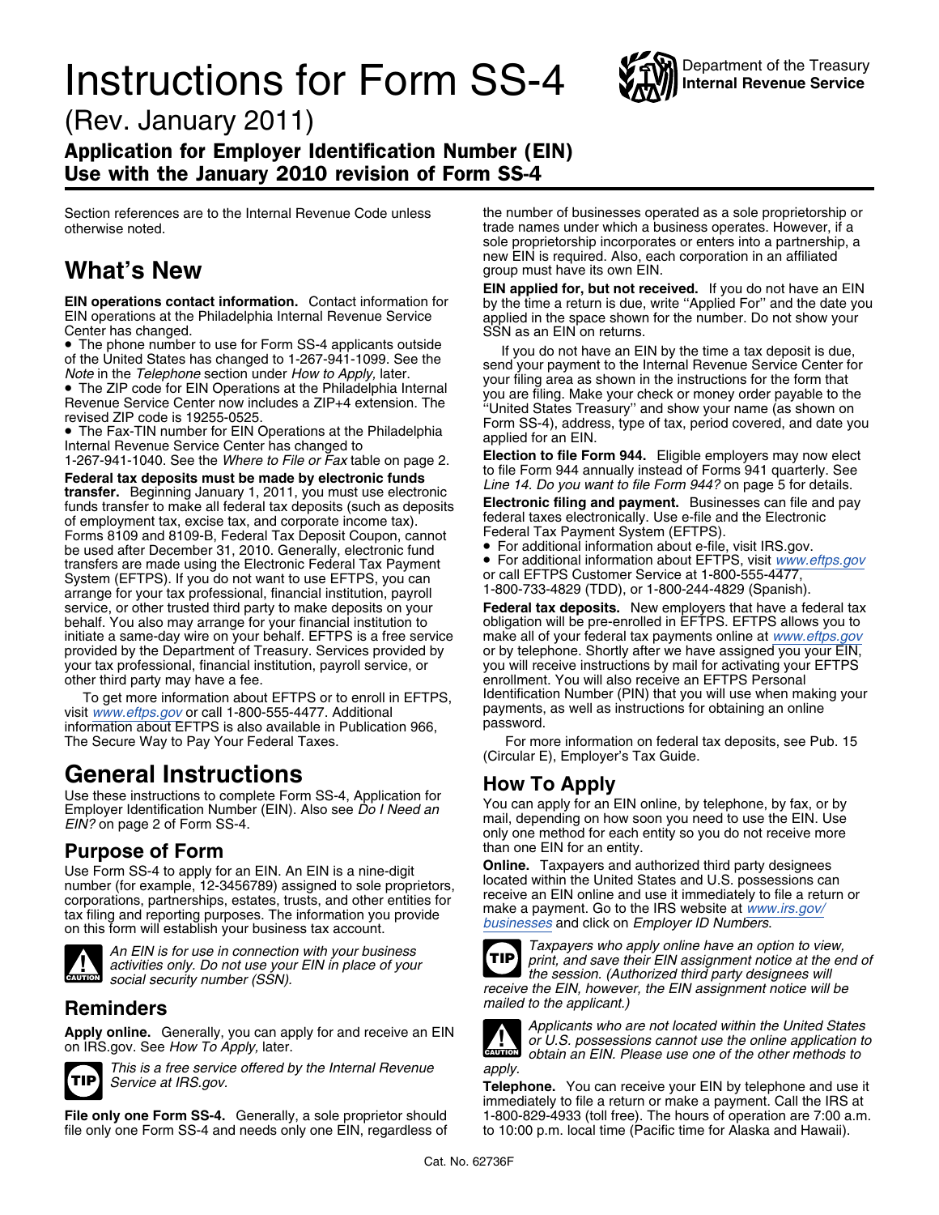# Instructions for Form SS-4

(Rev. January 2011)

**Application for Employer Identification Number (EIN)**
**Use with the January 2010 revision of Form SS-4**

Department of the Treasury
Internal Revenue Service

Section references are to the Internal Revenue Code unless otherwise noted.

## What's New

**EIN operations contact information.** Contact information for EIN operations at the Philadelphia Internal Revenue Service Center has changed.

- The phone number to use for Form SS-4 applicants outside of the United States has changed to 1-267-941-1099. See the *Note* in the *Telephone* section under *How to Apply,* later.
- The ZIP code for EIN Operations at the Philadelphia Internal Revenue Service Center now includes a ZIP+4 extension. The revised ZIP code is 19255-0525.
- The Fax-TIN number for EIN Operations at the Philadelphia Internal Revenue Service Center has changed to 1-267-941-1040. See the *Where to File or Fax* table on page 2.

**Federal tax deposits must be made by electronic funds transfer.** Beginning January 1, 2011, you must use electronic funds transfer to make all federal tax deposits (such as deposits of employment tax, excise tax, and corporate income tax). Forms 8109 and 8109-B, Federal Tax Deposit Coupon, cannot be used after December 31, 2010. Generally, electronic fund transfers are made using the Electronic Federal Tax Payment System (EFTPS). If you do not want to use EFTPS, you can arrange for your tax professional, financial institution, payroll service, or other trusted third party to make deposits on your behalf. You also may arrange for your financial institution to initiate a same-day wire on your behalf. EFTPS is a free service provided by the Department of Treasury. Services provided by your tax professional, financial institution, payroll service, or other third party may have a fee.

To get more information about EFTPS or to enroll in EFTPS, visit www.eftps.gov or call 1-800-555-4477. Additional information about EFTPS is also available in Publication 966, The Secure Way to Pay Your Federal Taxes.

# General Instructions

Use these instructions to complete Form SS-4, Application for Employer Identification Number (EIN). Also see *Do I Need an EIN?* on page 2 of Form SS-4.

## Purpose of Form

Use Form SS-4 to apply for an EIN. An EIN is a nine-digit number (for example, 12-3456789) assigned to sole proprietors, corporations, partnerships, estates, trusts, and other entities for tax filing and reporting purposes. The information you provide on this form will establish your business tax account.

**CAUTION:** *An EIN is for use in connection with your business activities only. Do not use your EIN in place of your social security number (SSN).*

## Reminders

**Apply online.** Generally, you can apply for and receive an EIN on IRS.gov. See *How To Apply,* later.

**TIP:** *This is a free service offered by the Internal Revenue Service at IRS.gov.*

**File only one Form SS-4.** Generally, a sole proprietor should file only one Form SS-4 and needs only one EIN, regardless of the number of businesses operated as a sole proprietorship or trade names under which a business operates. However, if a sole proprietorship incorporates or enters into a partnership, a new EIN is required. Also, each corporation in an affiliated group must have its own EIN.

**EIN applied for, but not received.** If you do not have an EIN by the time a return is due, write "Applied For" and the date you applied in the space shown for the number. Do not show your SSN as an EIN on returns.

If you do not have an EIN by the time a tax deposit is due, send your payment to the Internal Revenue Service Center for your filing area as shown in the instructions for the form that you are filing. Make your check or money order payable to the "United States Treasury" and show your name (as shown on Form SS-4), address, type of tax, period covered, and date you applied for an EIN.

**Election to file Form 944.** Eligible employers may now elect to file Form 944 annually instead of Forms 941 quarterly. See *Line 14. Do you want to file Form 944?* on page 5 for details.

**Electronic filing and payment.** Businesses can file and pay federal taxes electronically. Use e-file and the Electronic Federal Tax Payment System (EFTPS).

- For additional information about e-file, visit IRS.gov.
- For additional information about EFTPS, visit www.eftps.gov or call EFTPS Customer Service at 1-800-555-4477, 1-800-733-4829 (TDD), or 1-800-244-4829 (Spanish).

**Federal tax deposits.** New employers that have a federal tax obligation will be pre-enrolled in EFTPS. EFTPS allows you to make all of your federal tax payments online at www.eftps.gov or by telephone. Shortly after we have assigned you your EIN, you will receive instructions by mail for activating your EFTPS enrollment. You will also receive an EFTPS Personal Identification Number (PIN) that you will use when making your payments, as well as instructions for obtaining an online password.

For more information on federal tax deposits, see Pub. 15 (Circular E), Employer's Tax Guide.

## How To Apply

You can apply for an EIN online, by telephone, by fax, or by mail, depending on how soon you need to use the EIN. Use only one method for each entity so you do not receive more than one EIN for an entity.

**Online.** Taxpayers and authorized third party designees located within the United States and U.S. possessions can receive an EIN online and use it immediately to file a return or make a payment. Go to the IRS website at www.irs.gov/businesses and click on *Employer ID Numbers.*

**TIP:** *Taxpayers who apply online have an option to view, print, and save their EIN assignment notice at the end of the session. (Authorized third party designees will receive the EIN, however, the EIN assignment notice will be mailed to the applicant.)*

**CAUTION:** *Applicants who are not located within the United States or U.S. possessions cannot use the online application to obtain an EIN. Please use one of the other methods to apply.*

**Telephone.** You can receive your EIN by telephone and use it immediately to file a return or make a payment. Call the IRS at 1-800-829-4933 (toll free). The hours of operation are 7:00 a.m. to 10:00 p.m. local time (Pacific time for Alaska and Hawaii).

Cat. No. 62736F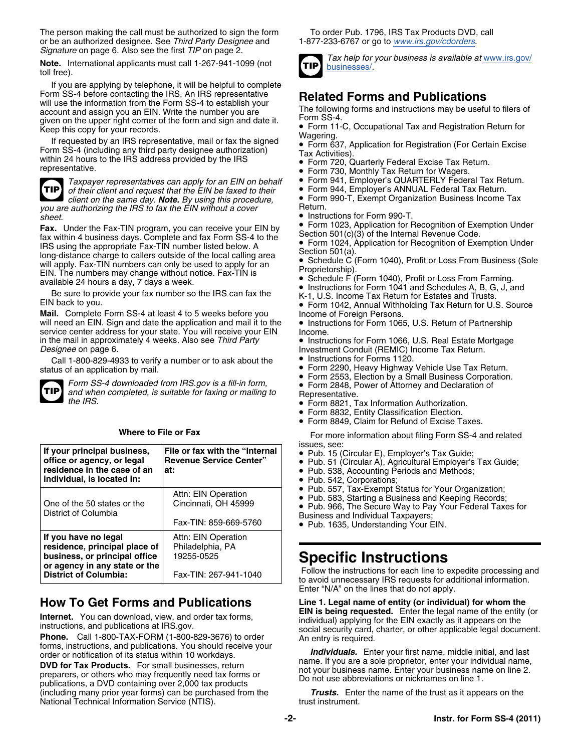The person making the call must be authorized to sign the form or be an authorized designee. See *Third Party Designee* and *Signature* on page 6. Also see the first *TIP* on page 2.

**Note.** International applicants must call 1-267-941-1099 (not toll free).

If you are applying by telephone, it will be helpful to complete Form SS-4 before contacting the IRS. An IRS representative will use the information from the Form SS-4 to establish your account and assign you an EIN. Write the number you are given on the upper right corner of the form and sign and date it. Keep this copy for your records.

If requested by an IRS representative, mail or fax the signed Form SS-4 (including any third party designee authorization) within 24 hours to the IRS address provided by the IRS representative.

TIP: *Taxpayer representatives can apply for an EIN on behalf of their client and request that the EIN be faxed to their client on the same day.* ***Note.*** *By using this procedure, you are authorizing the IRS to fax the EIN without a cover sheet.*

**Fax.** Under the Fax-TIN program, you can receive your EIN by fax within 4 business days. Complete and fax Form SS-4 to the IRS using the appropriate Fax-TIN number listed below. A long-distance charge to callers outside of the local calling area will apply. Fax-TIN numbers can only be used to apply for an EIN. The numbers may change without notice. Fax-TIN is available 24 hours a day, 7 days a week.

Be sure to provide your fax number so the IRS can fax the EIN back to you.

**Mail.** Complete Form SS-4 at least 4 to 5 weeks before you will need an EIN. Sign and date the application and mail it to the service center address for your state. You will receive your EIN in the mail in approximately 4 weeks. Also see *Third Party Designee* on page 6.

Call 1-800-829-4933 to verify a number or to ask about the status of an application by mail.

TIP: *Form SS-4 downloaded from IRS.gov is a fill-in form, and when completed, is suitable for faxing or mailing to the IRS.*

**Where to File or Fax**

| If your principal business, office or agency, or legal residence in the case of an individual, is located in: | File or fax with the "Internal Revenue Service Center" at: |
|---|---|
| One of the 50 states or the District of Columbia | Attn: EIN Operation Cincinnati, OH 45999<br><br>Fax-TIN: 859-669-5760 |
| **If you have no legal residence, principal place of business, or principal office or agency in any state or the District of Columbia:** | Attn: EIN Operation Philadelphia, PA 19255-0525<br><br>Fax-TIN: 267-941-1040 |

## How To Get Forms and Publications

**Internet.** You can download, view, and order tax forms, instructions, and publications at IRS.gov.

**Phone.** Call 1-800-TAX-FORM (1-800-829-3676) to order forms, instructions, and publications. You should receive your order or notification of its status within 10 workdays.

**DVD for Tax Products.** For small businesses, return preparers, or others who may frequently need tax forms or publications, a DVD containing over 2,000 tax products (including many prior year forms) can be purchased from the National Technical Information Service (NTIS).

To order Pub. 1796, IRS Tax Products DVD, call 1-877-233-6767 or go to www.irs.gov/cdorders.

TIP: *Tax help for your business is available at* www.irs.gov/businesses/.

## Related Forms and Publications

The following forms and instructions may be useful to filers of Form SS-4.

- Form 11-C, Occupational Tax and Registration Return for Wagering.
- Form 637, Application for Registration (For Certain Excise Tax Activities).
- Form 720, Quarterly Federal Excise Tax Return.
- Form 730, Monthly Tax Return for Wagers.
- Form 941, Employer's QUARTERLY Federal Tax Return.
- Form 944, Employer's ANNUAL Federal Tax Return.
- Form 990-T, Exempt Organization Business Income Tax Return.
- Instructions for Form 990-T.
- Form 1023, Application for Recognition of Exemption Under Section 501(c)(3) of the Internal Revenue Code.
- Form 1024, Application for Recognition of Exemption Under Section 501(a).
- Schedule C (Form 1040), Profit or Loss From Business (Sole Proprietorship).
- Schedule F (Form 1040), Profit or Loss From Farming.
- Instructions for Form 1041 and Schedules A, B, G, J, and K-1, U.S. Income Tax Return for Estates and Trusts.
- Form 1042, Annual Withholding Tax Return for U.S. Source Income of Foreign Persons.
- Instructions for Form 1065, U.S. Return of Partnership Income.
- Instructions for Form 1066, U.S. Real Estate Mortgage Investment Conduit (REMIC) Income Tax Return.
- Instructions for Forms 1120.
- Form 2290, Heavy Highway Vehicle Use Tax Return.
- Form 2553, Election by a Small Business Corporation.
- Form 2848, Power of Attorney and Declaration of Representative.
- Form 8821, Tax Information Authorization.
- Form 8832, Entity Classification Election.
- Form 8849, Claim for Refund of Excise Taxes.

For more information about filing Form SS-4 and related issues, see:

- Pub. 15 (Circular E), Employer's Tax Guide;
- Pub. 51 (Circular A), Agricultural Employer's Tax Guide;
- Pub. 538, Accounting Periods and Methods;
- Pub. 542, Corporations;
- Pub. 557, Tax-Exempt Status for Your Organization;
- Pub. 583, Starting a Business and Keeping Records;
- Pub. 966, The Secure Way to Pay Your Federal Taxes for Business and Individual Taxpayers;
- Pub. 1635, Understanding Your EIN.

# Specific Instructions

Follow the instructions for each line to expedite processing and to avoid unnecessary IRS requests for additional information. Enter "N/A" on the lines that do not apply.

**Line 1. Legal name of entity (or individual) for whom the EIN is being requested.** Enter the legal name of the entity (or individual) applying for the EIN exactly as it appears on the social security card, charter, or other applicable legal document. An entry is required.

***Individuals.*** Enter your first name, middle initial, and last name. If you are a sole proprietor, enter your individual name, not your business name. Enter your business name on line 2. Do not use abbreviations or nicknames on line 1.

***Trusts.*** Enter the name of the trust as it appears on the trust instrument.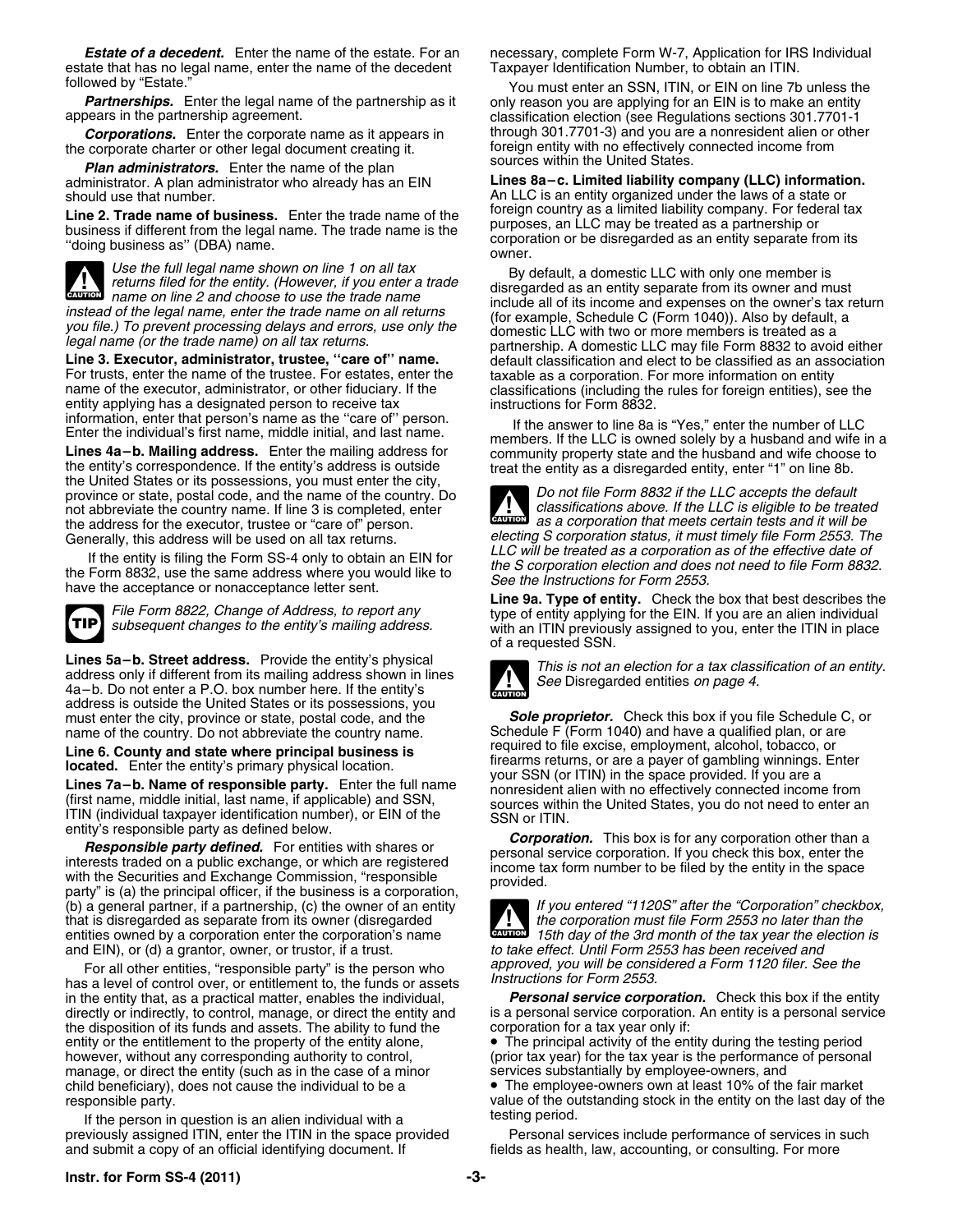***Estate of a decedent.*** Enter the name of the estate. For an estate that has no legal name, enter the name of the decedent followed by "Estate."

***Partnerships.*** Enter the legal name of the partnership as it appears in the partnership agreement.

***Corporations.*** Enter the corporate name as it appears in the corporate charter or other legal document creating it.

***Plan administrators.*** Enter the name of the plan administrator. A plan administrator who already has an EIN should use that number.

**Line 2. Trade name of business.** Enter the trade name of the business if different from the legal name. The trade name is the "doing business as" (DBA) name.

> **CAUTION** *Use the full legal name shown on line 1 on all tax returns filed for the entity. (However, if you enter a trade name on line 2 and choose to use the trade name instead of the legal name, enter the trade name on all returns you file.) To prevent processing delays and errors, use only the legal name (or the trade name) on all tax returns.*

**Line 3. Executor, administrator, trustee, "care of" name.** For trusts, enter the name of the trustee. For estates, enter the name of the executor, administrator, or other fiduciary. If the entity applying has a designated person to receive tax information, enter that person's name as the "care of" person. Enter the individual's first name, middle initial, and last name.

**Lines 4a–b. Mailing address.** Enter the mailing address for the entity's correspondence. If the entity's address is outside the United States or its possessions, you must enter the city, province or state, postal code, and the name of the country. Do not abbreviate the country name. If line 3 is completed, enter the address for the executor, trustee or "care of" person. Generally, this address will be used on all tax returns.

If the entity is filing the Form SS-4 only to obtain an EIN for the Form 8832, use the same address where you would like to have the acceptance or nonacceptance letter sent.

> **TIP** *File Form 8822, Change of Address, to report any subsequent changes to the entity's mailing address.*

**Lines 5a–b. Street address.** Provide the entity's physical address only if different from its mailing address shown in lines 4a–b. Do not enter a P.O. box number here. If the entity's address is outside the United States or its possessions, you must enter the city, province or state, postal code, and the name of the country. Do not abbreviate the country name.

**Line 6. County and state where principal business is located.** Enter the entity's primary physical location.

**Lines 7a–b. Name of responsible party.** Enter the full name (first name, middle initial, last name, if applicable) and SSN, ITIN (individual taxpayer identification number), or EIN of the entity's responsible party as defined below.

***Responsible party defined.*** For entities with shares or interests traded on a public exchange, or which are registered with the Securities and Exchange Commission, "responsible party" is (a) the principal officer, if the business is a corporation, (b) a general partner, if a partnership, (c) the owner of an entity that is disregarded as separate from its owner (disregarded entities owned by a corporation enter the corporation's name and EIN), or (d) a grantor, owner, or trustor, if a trust.

For all other entities, "responsible party" is the person who has a level of control over, or entitlement to, the funds or assets in the entity that, as a practical matter, enables the individual, directly or indirectly, to control, manage, or direct the entity and the disposition of its funds and assets. The ability to fund the entity or the entitlement to the property of the entity alone, however, without any corresponding authority to control, manage, or direct the entity (such as in the case of a minor child beneficiary), does not cause the individual to be a responsible party.

If the person in question is an alien individual with a previously assigned ITIN, enter the ITIN in the space provided and submit a copy of an official identifying document. If necessary, complete Form W-7, Application for IRS Individual Taxpayer Identification Number, to obtain an ITIN.

You must enter an SSN, ITIN, or EIN on line 7b unless the only reason you are applying for an EIN is to make an entity classification election (see Regulations sections 301.7701-1 through 301.7701-3) and you are a nonresident alien or other foreign entity with no effectively connected income from sources within the United States.

**Lines 8a–c. Limited liability company (LLC) information.** An LLC is an entity organized under the laws of a state or foreign country as a limited liability company. For federal tax purposes, an LLC may be treated as a partnership or corporation or be disregarded as an entity separate from its owner.

By default, a domestic LLC with only one member is disregarded as an entity separate from its owner and must include all of its income and expenses on the owner's tax return (for example, Schedule C (Form 1040)). Also by default, a domestic LLC with two or more members is treated as a partnership. A domestic LLC may file Form 8832 to avoid either default classification and elect to be classified as an association taxable as a corporation. For more information on entity classifications (including the rules for foreign entities), see the instructions for Form 8832.

If the answer to line 8a is "Yes," enter the number of LLC members. If the LLC is owned solely by a husband and wife in a community property state and the husband and wife choose to treat the entity as a disregarded entity, enter "1" on line 8b.

> **CAUTION** *Do not file Form 8832 if the LLC accepts the default classifications above. If the LLC is eligible to be treated as a corporation that meets certain tests and it will be electing S corporation status, it must timely file Form 2553. The LLC will be treated as a corporation as of the effective date of the S corporation election and does not need to file Form 8832. See the Instructions for Form 2553.*

**Line 9a. Type of entity.** Check the box that best describes the type of entity applying for the EIN. If you are an alien individual with an ITIN previously assigned to you, enter the ITIN in place of a requested SSN.

> **CAUTION** *This is not an election for a tax classification of an entity. See* Disregarded entities *on page 4.*

***Sole proprietor.*** Check this box if you file Schedule C, or Schedule F (Form 1040) and have a qualified plan, or are required to file excise, employment, alcohol, tobacco, or firearms returns, or are a payer of gambling winnings. Enter your SSN (or ITIN) in the space provided. If you are a nonresident alien with no effectively connected income from sources within the United States, you do not need to enter an SSN or ITIN.

***Corporation.*** This box is for any corporation other than a personal service corporation. If you check this box, enter the income tax form number to be filed by the entity in the space provided.

> **CAUTION** *If you entered "1120S" after the "Corporation" checkbox, the corporation must file Form 2553 no later than the 15th day of the 3rd month of the tax year the election is to take effect. Until Form 2553 has been received and approved, you will be considered a Form 1120 filer. See the Instructions for Form 2553.*

***Personal service corporation.*** Check this box if the entity is a personal service corporation. An entity is a personal service corporation for a tax year only if:

- The principal activity of the entity during the testing period (prior tax year) for the tax year is the performance of personal services substantially by employee-owners, and
- The employee-owners own at least 10% of the fair market value of the outstanding stock in the entity on the last day of the testing period.

Personal services include performance of services in such fields as health, law, accounting, or consulting. For more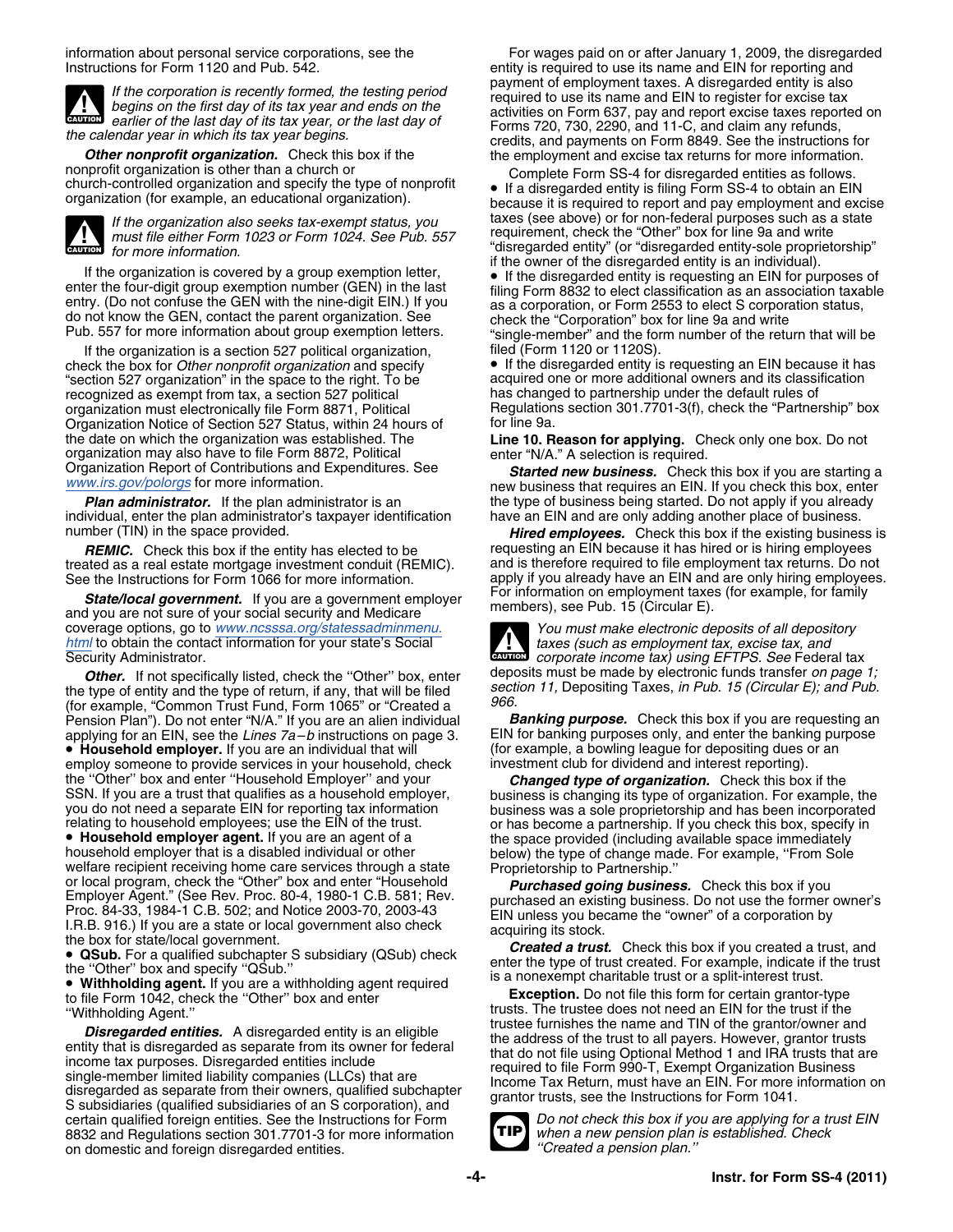information about personal service corporations, see the Instructions for Form 1120 and Pub. 542.

**CAUTION:** *If the corporation is recently formed, the testing period begins on the first day of its tax year and ends on the earlier of the last day of its tax year, or the last day of the calendar year in which its tax year begins.*

***Other nonprofit organization.*** Check this box if the nonprofit organization is other than a church or church-controlled organization and specify the type of nonprofit organization (for example, an educational organization).

**CAUTION:** *If the organization also seeks tax-exempt status, you must file either Form 1023 or Form 1024. See Pub. 557 for more information.*

If the organization is covered by a group exemption letter, enter the four-digit group exemption number (GEN) in the last entry. (Do not confuse the GEN with the nine-digit EIN.) If you do not know the GEN, contact the parent organization. See Pub. 557 for more information about group exemption letters.

If the organization is a section 527 political organization, check the box for *Other nonprofit organization* and specify "section 527 organization" in the space to the right. To be recognized as exempt from tax, a section 527 political organization must electronically file Form 8871, Political Organization Notice of Section 527 Status, within 24 hours of the date on which the organization was established. The organization may also have to file Form 8872, Political Organization Report of Contributions and Expenditures. See *www.irs.gov/polorgs* for more information.

***Plan administrator.*** If the plan administrator is an individual, enter the plan administrator's taxpayer identification number (TIN) in the space provided.

***REMIC.*** Check this box if the entity has elected to be treated as a real estate mortgage investment conduit (REMIC). See the Instructions for Form 1066 for more information.

***State/local government.*** If you are a government employer and you are not sure of your social security and Medicare coverage options, go to *www.ncsssa.org/statessadminmenu.html* to obtain the contact information for your state's Social Security Administrator.

***Other.*** If not specifically listed, check the "Other" box, enter the type of entity and the type of return, if any, that will be filed (for example, "Common Trust Fund, Form 1065" or "Created a Pension Plan"). Do not enter "N/A." If you are an alien individual applying for an EIN, see the *Lines 7a–b* instructions on page 3.

- **Household employer.** If you are an individual that will employ someone to provide services in your household, check the "Other" box and enter "Household Employer" and your SSN. If you are a trust that qualifies as a household employer, you do not need a separate EIN for reporting tax information relating to household employees; use the EIN of the trust.
- **Household employer agent.** If you are an agent of a household employer that is a disabled individual or other welfare recipient receiving home care services through a state or local program, check the "Other" box and enter "Household Employer Agent." (See Rev. Proc. 80-4, 1980-1 C.B. 581; Rev. Proc. 84-33, 1984-1 C.B. 502; and Notice 2003-70, 2003-43 I.R.B. 916.) If you are a state or local government also check the box for state/local government.
- **QSub.** For a qualified subchapter S subsidiary (QSub) check the "Other" box and specify "QSub."
- **Withholding agent.** If you are a withholding agent required to file Form 1042, check the "Other" box and enter "Withholding Agent."

***Disregarded entities.*** A disregarded entity is an eligible entity that is disregarded as separate from its owner for federal income tax purposes. Disregarded entities include single-member limited liability companies (LLCs) that are disregarded as separate from their owners, qualified subchapter S subsidiaries (qualified subsidiaries of an S corporation), and certain qualified foreign entities. See the Instructions for Form 8832 and Regulations section 301.7701-3 for more information on domestic and foreign disregarded entities.

For wages paid on or after January 1, 2009, the disregarded entity is required to use its name and EIN for reporting and payment of employment taxes. A disregarded entity is also required to use its name and EIN to register for excise tax activities on Form 637, pay and report excise taxes reported on Forms 720, 730, 2290, and 11-C, and claim any refunds, credits, and payments on Form 8849. See the instructions for the employment and excise tax returns for more information.

Complete Form SS-4 for disregarded entities as follows.

- If a disregarded entity is filing Form SS-4 to obtain an EIN because it is required to report and pay employment and excise taxes (see above) or for non-federal purposes such as a state requirement, check the "Other" box for line 9a and write "disregarded entity" (or "disregarded entity-sole proprietorship" if the owner of the disregarded entity is an individual).
- If the disregarded entity is requesting an EIN for purposes of filing Form 8832 to elect classification as an association taxable as a corporation, or Form 2553 to elect S corporation status, check the "Corporation" box for line 9a and write "single-member" and the form number of the return that will be filed (Form 1120 or 1120S).
- If the disregarded entity is requesting an EIN because it has acquired one or more additional owners and its classification has changed to partnership under the default rules of Regulations section 301.7701-3(f), check the "Partnership" box for line 9a.

**Line 10. Reason for applying.** Check only one box. Do not enter "N/A." A selection is required.

***Started new business.*** Check this box if you are starting a new business that requires an EIN. If you check this box, enter the type of business being started. Do not apply if you already have an EIN and are only adding another place of business.

***Hired employees.*** Check this box if the existing business is requesting an EIN because it has hired or is hiring employees and is therefore required to file employment tax returns. Do not apply if you already have an EIN and are only hiring employees. For information on employment taxes (for example, for family members), see Pub. 15 (Circular E).

**CAUTION:** *You must make electronic deposits of all depository taxes (such as employment tax, excise tax, and corporate income tax) using EFTPS. See* Federal tax deposits must be made by electronic funds transfer *on page 1; section 11,* Depositing Taxes, *in Pub. 15 (Circular E); and Pub. 966.*

***Banking purpose.*** Check this box if you are requesting an EIN for banking purposes only, and enter the banking purpose (for example, a bowling league for depositing dues or an investment club for dividend and interest reporting).

***Changed type of organization.*** Check this box if the business is changing its type of organization. For example, the business was a sole proprietorship and has been incorporated or has become a partnership. If you check this box, specify in the space provided (including available space immediately below) the type of change made. For example, "From Sole Proprietorship to Partnership."

***Purchased going business.*** Check this box if you purchased an existing business. Do not use the former owner's EIN unless you became the "owner" of a corporation by acquiring its stock.

***Created a trust.*** Check this box if you created a trust, and enter the type of trust created. For example, indicate if the trust is a nonexempt charitable trust or a split-interest trust.

**Exception.** Do not file this form for certain grantor-type trusts. The trustee does not need an EIN for the trust if the trustee furnishes the name and TIN of the grantor/owner and the address of the trust to all payers. However, grantor trusts that do not file using Optional Method 1 and IRA trusts that are required to file Form 990-T, Exempt Organization Business Income Tax Return, must have an EIN. For more information on grantor trusts, see the Instructions for Form 1041.

**TIP:** *Do not check this box if you are applying for a trust EIN when a new pension plan is established. Check "Created a pension plan."*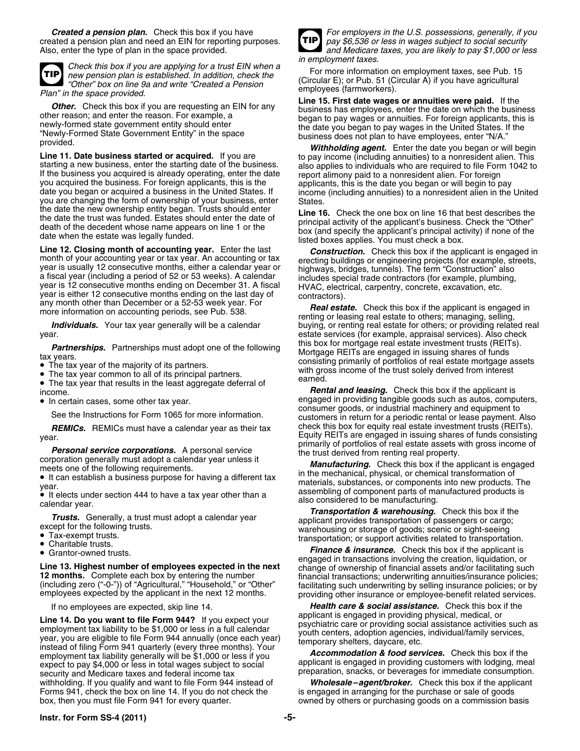***Created a pension plan.*** Check this box if you have created a pension plan and need an EIN for reporting purposes. Also, enter the type of plan in the space provided.

**TIP** *Check this box if you are applying for a trust EIN when a new pension plan is established. In addition, check the "Other" box on line 9a and write "Created a Pension Plan" in the space provided.*

***Other.*** Check this box if you are requesting an EIN for any other reason; and enter the reason. For example, a newly-formed state government entity should enter "Newly-Formed State Government Entity" in the space provided.

**Line 11. Date business started or acquired.** If you are starting a new business, enter the starting date of the business. If the business you acquired is already operating, enter the date you acquired the business. For foreign applicants, this is the date you began or acquired a business in the United States. If you are changing the form of ownership of your business, enter the date the new ownership entity began. Trusts should enter the date the trust was funded. Estates should enter the date of death of the decedent whose name appears on line 1 or the date when the estate was legally funded.

**Line 12. Closing month of accounting year.** Enter the last month of your accounting year or tax year. An accounting or tax year is usually 12 consecutive months, either a calendar year or a fiscal year (including a period of 52 or 53 weeks). A calendar year is 12 consecutive months ending on December 31. A fiscal year is either 12 consecutive months ending on the last day of any month other than December or a 52-53 week year. For more information on accounting periods, see Pub. 538.

***Individuals.*** Your tax year generally will be a calendar year.

***Partnerships.*** Partnerships must adopt one of the following tax years.

- The tax year of the majority of its partners.
- The tax year common to all of its principal partners.
- The tax year that results in the least aggregate deferral of income.
- In certain cases, some other tax year.

See the Instructions for Form 1065 for more information.

***REMICs.*** REMICs must have a calendar year as their tax year.

***Personal service corporations.*** A personal service corporation generally must adopt a calendar year unless it meets one of the following requirements.

- It can establish a business purpose for having a different tax year.
- It elects under section 444 to have a tax year other than a calendar year.

***Trusts.*** Generally, a trust must adopt a calendar year except for the following trusts.

- Tax-exempt trusts.
- Charitable trusts.
- Grantor-owned trusts.

**Line 13. Highest number of employees expected in the next 12 months.** Complete each box by entering the number (including zero ("-0-")) of "Agricultural," "Household," or "Other" employees expected by the applicant in the next 12 months.

If no employees are expected, skip line 14.

**Line 14. Do you want to file Form 944?** If you expect your employment tax liability to be $1,000 or less in a full calendar year, you are eligible to file Form 944 annually (once each year) instead of filing Form 941 quarterly (every three months). Your employment tax liability generally will be $1,000 or less if you expect to pay $4,000 or less in total wages subject to social security and Medicare taxes and federal income tax withholding. If you qualify and want to file Form 944 instead of Forms 941, check the box on line 14. If you do not check the box, then you must file Form 941 for every quarter.

**TIP** *For employers in the U.S. possessions, generally, if you pay $6,536 or less in wages subject to social security and Medicare taxes, you are likely to pay $1,000 or less in employment taxes.*

For more information on employment taxes, see Pub. 15 (Circular E); or Pub. 51 (Circular A) if you have agricultural employees (farmworkers).

**Line 15. First date wages or annuities were paid.** If the business has employees, enter the date on which the business began to pay wages or annuities. For foreign applicants, this is the date you began to pay wages in the United States. If the business does not plan to have employees, enter "N/A."

***Withholding agent.*** Enter the date you began or will begin to pay income (including annuities) to a nonresident alien. This also applies to individuals who are required to file Form 1042 to report alimony paid to a nonresident alien. For foreign applicants, this is the date you began or will begin to pay income (including annuities) to a nonresident alien in the United States.

**Line 16.** Check the one box on line 16 that best describes the principal activity of the applicant's business. Check the "Other" box (and specify the applicant's principal activity) if none of the listed boxes applies. You must check a box.

***Construction.*** Check this box if the applicant is engaged in erecting buildings or engineering projects (for example, streets, highways, bridges, tunnels). The term "Construction" also includes special trade contractors (for example, plumbing, HVAC, electrical, carpentry, concrete, excavation, etc. contractors).

***Real estate.*** Check this box if the applicant is engaged in renting or leasing real estate to others; managing, selling, buying, or renting real estate for others; or providing related real estate services (for example, appraisal services). Also check this box for mortgage real estate investment trusts (REITs). Mortgage REITs are engaged in issuing shares of funds consisting primarily of portfolios of real estate mortgage assets with gross income of the trust solely derived from interest earned.

***Rental and leasing.*** Check this box if the applicant is engaged in providing tangible goods such as autos, computers, consumer goods, or industrial machinery and equipment to customers in return for a periodic rental or lease payment. Also check this box for equity real estate investment trusts (REITs). Equity REITs are engaged in issuing shares of funds consisting primarily of portfolios of real estate assets with gross income of the trust derived from renting real property.

***Manufacturing.*** Check this box if the applicant is engaged in the mechanical, physical, or chemical transformation of materials, substances, or components into new products. The assembling of component parts of manufactured products is also considered to be manufacturing.

***Transportation & warehousing.*** Check this box if the applicant provides transportation of passengers or cargo; warehousing or storage of goods; scenic or sight-seeing transportation; or support activities related to transportation.

***Finance & insurance.*** Check this box if the applicant is engaged in transactions involving the creation, liquidation, or change of ownership of financial assets and/or facilitating such financial transactions; underwriting annuities/insurance policies; facilitating such underwriting by selling insurance policies; or by providing other insurance or employee-benefit related services.

***Health care & social assistance.*** Check this box if the applicant is engaged in providing physical, medical, or psychiatric care or providing social assistance activities such as youth centers, adoption agencies, individual/family services, temporary shelters, daycare, etc.

***Accommodation & food services.*** Check this box if the applicant is engaged in providing customers with lodging, meal preparation, snacks, or beverages for immediate consumption.

***Wholesale–agent/broker.*** Check this box if the applicant is engaged in arranging for the purchase or sale of goods owned by others or purchasing goods on a commission basis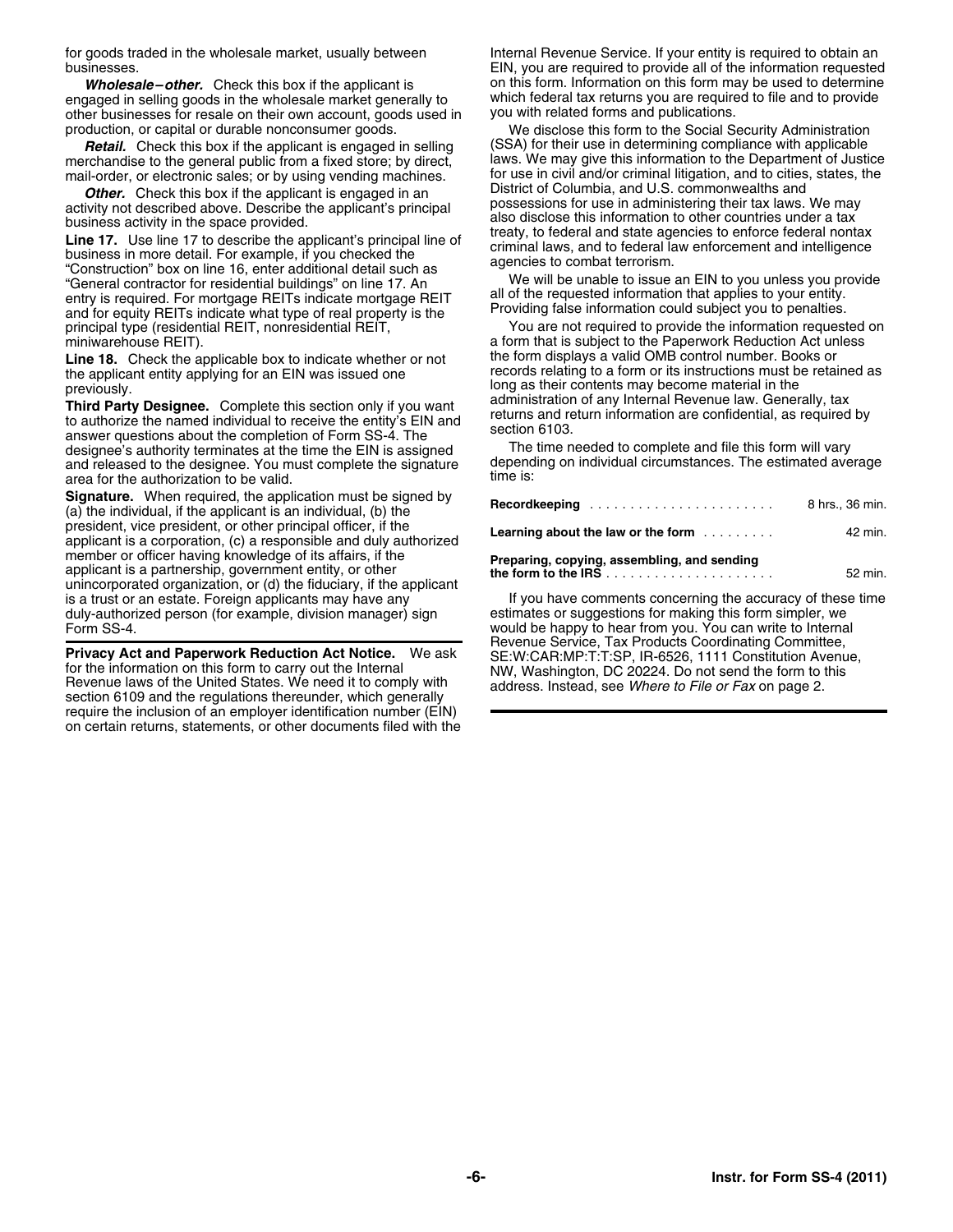for goods traded in the wholesale market, usually between businesses.

***Wholesale–other.*** Check this box if the applicant is engaged in selling goods in the wholesale market generally to other businesses for resale on their own account, goods used in production, or capital or durable nonconsumer goods.

***Retail.*** Check this box if the applicant is engaged in selling merchandise to the general public from a fixed store; by direct, mail-order, or electronic sales; or by using vending machines.

***Other.*** Check this box if the applicant is engaged in an activity not described above. Describe the applicant's principal business activity in the space provided.

**Line 17.** Use line 17 to describe the applicant's principal line of business in more detail. For example, if you checked the "Construction" box on line 16, enter additional detail such as "General contractor for residential buildings" on line 17. An entry is required. For mortgage REITs indicate mortgage REIT and for equity REITs indicate what type of real property is the principal type (residential REIT, nonresidential REIT, miniwarehouse REIT).

**Line 18.** Check the applicable box to indicate whether or not the applicant entity applying for an EIN was issued one previously.

**Third Party Designee.** Complete this section only if you want to authorize the named individual to receive the entity's EIN and answer questions about the completion of Form SS-4. The designee's authority terminates at the time the EIN is assigned and released to the designee. You must complete the signature area for the authorization to be valid.

**Signature.** When required, the application must be signed by (a) the individual, if the applicant is an individual, (b) the president, vice president, or other principal officer, if the applicant is a corporation, (c) a responsible and duly authorized member or officer having knowledge of its affairs, if the applicant is a partnership, government entity, or other unincorporated organization, or (d) the fiduciary, if the applicant is a trust or an estate. Foreign applicants may have any duly-authorized person (for example, division manager) sign Form SS-4.

**Privacy Act and Paperwork Reduction Act Notice.** We ask for the information on this form to carry out the Internal Revenue laws of the United States. We need it to comply with section 6109 and the regulations thereunder, which generally require the inclusion of an employer identification number (EIN) on certain returns, statements, or other documents filed with the Internal Revenue Service. If your entity is required to obtain an EIN, you are required to provide all of the information requested on this form. Information on this form may be used to determine which federal tax returns you are required to file and to provide you with related forms and publications.

We disclose this form to the Social Security Administration (SSA) for their use in determining compliance with applicable laws. We may give this information to the Department of Justice for use in civil and/or criminal litigation, and to cities, states, the District of Columbia, and U.S. commonwealths and possessions for use in administering their tax laws. We may also disclose this information to other countries under a tax treaty, to federal and state agencies to enforce federal nontax criminal laws, and to federal law enforcement and intelligence agencies to combat terrorism.

We will be unable to issue an EIN to you unless you provide all of the requested information that applies to your entity. Providing false information could subject you to penalties.

You are not required to provide the information requested on a form that is subject to the Paperwork Reduction Act unless the form displays a valid OMB control number. Books or records relating to a form or its instructions must be retained as long as their contents may become material in the administration of any Internal Revenue law. Generally, tax returns and return information are confidential, as required by section 6103.

The time needed to complete and file this form will vary depending on individual circumstances. The estimated average time is:

| | |
|---|---|
| **Recordkeeping** | 8 hrs., 36 min. |
| **Learning about the law or the form** | 42 min. |
| **Preparing, copying, assembling, and sending the form to the IRS** | 52 min. |

If you have comments concerning the accuracy of these time estimates or suggestions for making this form simpler, we would be happy to hear from you. You can write to Internal Revenue Service, Tax Products Coordinating Committee, SE:W:CAR:MP:T:T:SP, IR-6526, 1111 Constitution Avenue, NW, Washington, DC 20224. Do not send the form to this address. Instead, see *Where to File or Fax* on page 2.